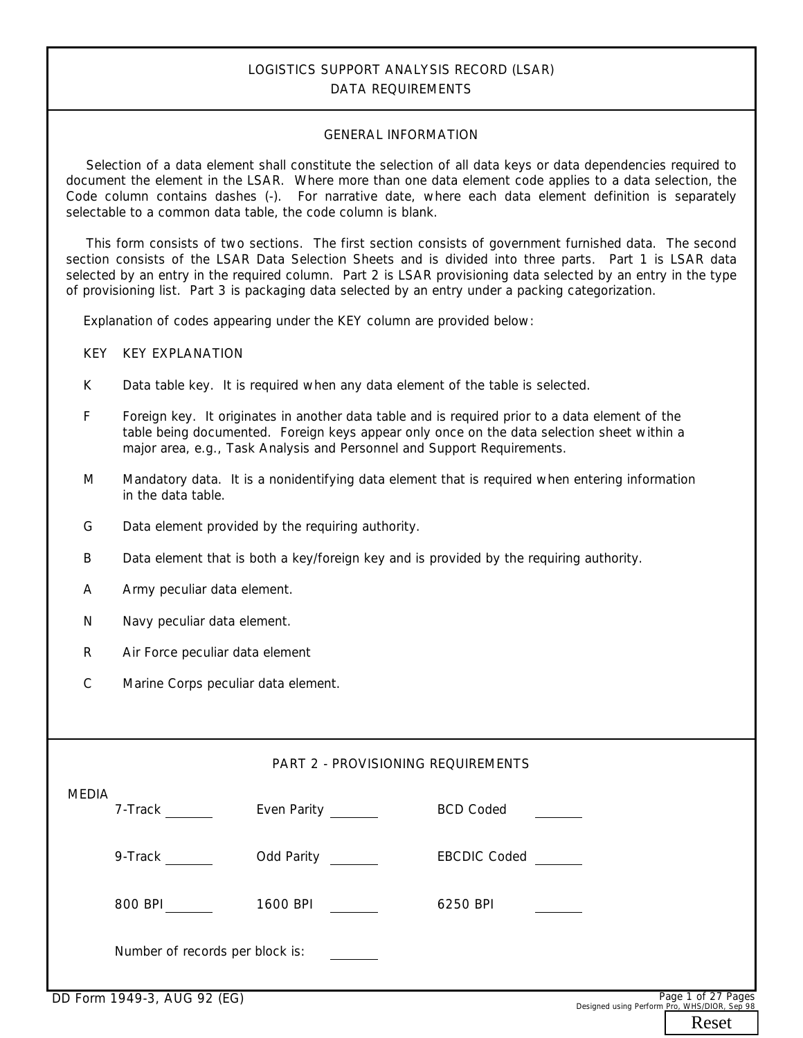# LOGISTICS SUPPORT ANALYSIS RECORD (LSAR)
## DATA REQUIREMENTS

### GENERAL INFORMATION

Selection of a data element shall constitute the selection of all data keys or data dependencies required to document the element in the LSAR. Where more than one data element code applies to a data selection, the Code column contains dashes (-). For narrative date, where each data element definition is separately selectable to a common data table, the code column is blank.

This form consists of two sections. The first section consists of government furnished data. The second section consists of the LSAR Data Selection Sheets and is divided into three parts. Part 1 is LSAR data selected by an entry in the required column. Part 2 is LSAR provisioning data selected by an entry in the type of provisioning list. Part 3 is packaging data selected by an entry under a packing categorization.

Explanation of codes appearing under the KEY column are provided below:

| KEY | KEY EXPLANATION |
|---|---|
| K | Data table key. It is required when any data element of the table is selected. |
| F | Foreign key. It originates in another data table and is required prior to a data element of the table being documented. Foreign keys appear only once on the data selection sheet within a major area, e.g., Task Analysis and Personnel and Support Requirements. |
| M | Mandatory data. It is a nonidentifying data element that is required when entering information in the data table. |
| G | Data element provided by the requiring authority. |
| B | Data element that is both a key/foreign key and is provided by the requiring authority. |
| A | Army peculiar data element. |
| N | Navy peculiar data element. |
| R | Air Force peculiar data element |
| C | Marine Corps peculiar data element. |

### PART 2 - PROVISIONING REQUIREMENTS

MEDIA

| | | |
|---|---|---|
| 7-Track _______ | Even Parity _______ | BCD Coded _______ |
| 9-Track _______ | Odd Parity _______ | EBCDIC Coded _______ |
| 800 BPI _______ | 1600 BPI _______ | 6250 BPI _______ |

Number of records per block is: _______

DD Form 1949-3, AUG 92 (EG)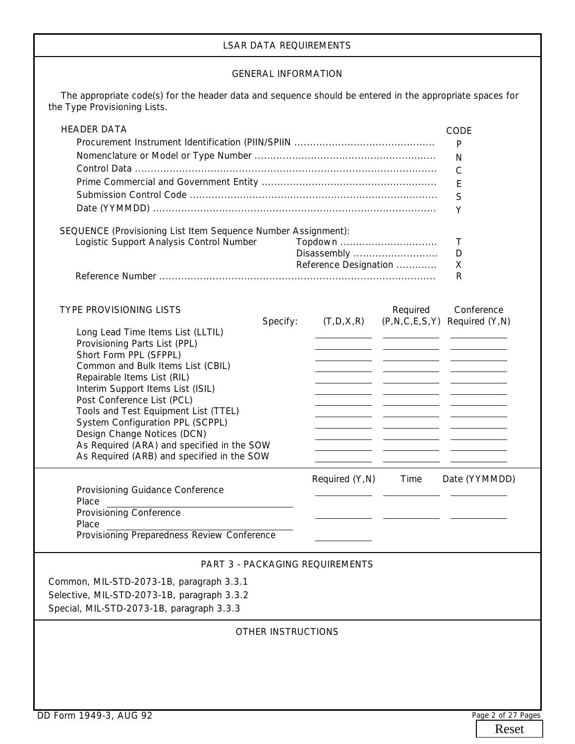# LSAR DATA REQUIREMENTS

## GENERAL INFORMATION

The appropriate code(s) for the header data and sequence should be entered in the appropriate spaces for the Type Provisioning Lists.

| HEADER DATA | CODE |
|---|---|
| Procurement Instrument Identification (PIIN/SPIIN | P |
| Nomenclature or Model or Type Number | N |
| Control Data | C |
| Prime Commercial and Government Entity | E |
| Submission Control Code | S |
| Date (YYMMDD) | Y |

SEQUENCE (Provisioning List Item Sequence Number Assignment):

| | | |
|---|---|---|
| Logistic Support Analysis Control Number | Topdown | T |
| | Disassembly | D |
| | Reference Designation | X |
| Reference Number | | R |

| TYPE PROVISIONING LISTS | Specify: (T,D,X,R) | Required (P,N,C,E,S,Y) | Conference Required (Y,N) |
|---|---|---|---|
| Long Lead Time Items List (LLTIL) | | | |
| Provisioning Parts List (PPL) | | | |
| Short Form PPL (SFPPL) | | | |
| Common and Bulk Items List (CBIL) | | | |
| Repairable Items List (RIL) | | | |
| Interim Support Items List (ISIL) | | | |
| Post Conference List (PCL) | | | |
| Tools and Test Equipment List (TTEL) | | | |
| System Configuration PPL (SCPPL) | | | |
| Design Change Notices (DCN) | | | |
| As Required (ARA) and specified in the SOW | | | |
| As Required (ARB) and specified in the SOW | | | |

| | Required (Y,N) | Time | Date (YYMMDD) |
|---|---|---|---|
| Provisioning Guidance Conference<br>Place ____________ | | | |
| Provisioning Conference<br>Place ____________ | | | |
| Provisioning Preparedness Review Conference | | | |

## PART 3 - PACKAGING REQUIREMENTS

Common, MIL-STD-2073-1B, paragraph 3.3.1

Selective, MIL-STD-2073-1B, paragraph 3.3.2

Special, MIL-STD-2073-1B, paragraph 3.3.3

## OTHER INSTRUCTIONS

DD Form 1949-3, AUG 92

Reset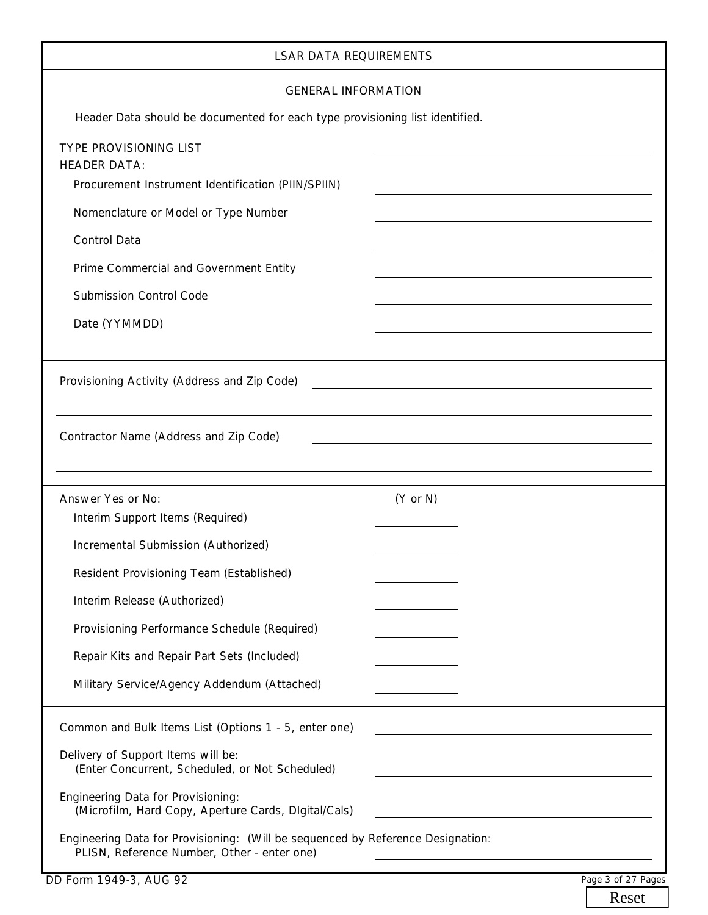# LSAR DATA REQUIREMENTS

## GENERAL INFORMATION

Header Data should be documented for each type provisioning list identified.

TYPE PROVISIONING LIST ____________________

HEADER DATA:

- Procurement Instrument Identification (PIIN/SPIIN) ____________________
- Nomenclature or Model or Type Number ____________________
- Control Data ____________________
- Prime Commercial and Government Entity ____________________
- Submission Control Code ____________________
- Date (YYMMDD) ____________________

Provisioning Activity (Address and Zip Code) ____________________

____________________

Contractor Name (Address and Zip Code) ____________________

____________________

Answer Yes or No: (Y or N)

- Interim Support Items (Required) ________
- Incremental Submission (Authorized) ________
- Resident Provisioning Team (Established) ________
- Interim Release (Authorized) ________
- Provisioning Performance Schedule (Required) ________
- Repair Kits and Repair Part Sets (Included) ________
- Military Service/Agency Addendum (Attached) ________

Common and Bulk Items List (Options 1 - 5, enter one) ____________________

Delivery of Support Items will be:
(Enter Concurrent, Scheduled, or Not Scheduled) ____________________

Engineering Data for Provisioning:
(Microfilm, Hard Copy, Aperture Cards, DIgital/Cals) ____________________

Engineering Data for Provisioning: (Will be sequenced by Reference Designation:
PLISN, Reference Number, Other - enter one) ____________________

DD Form 1949-3, AUG 92

Reset